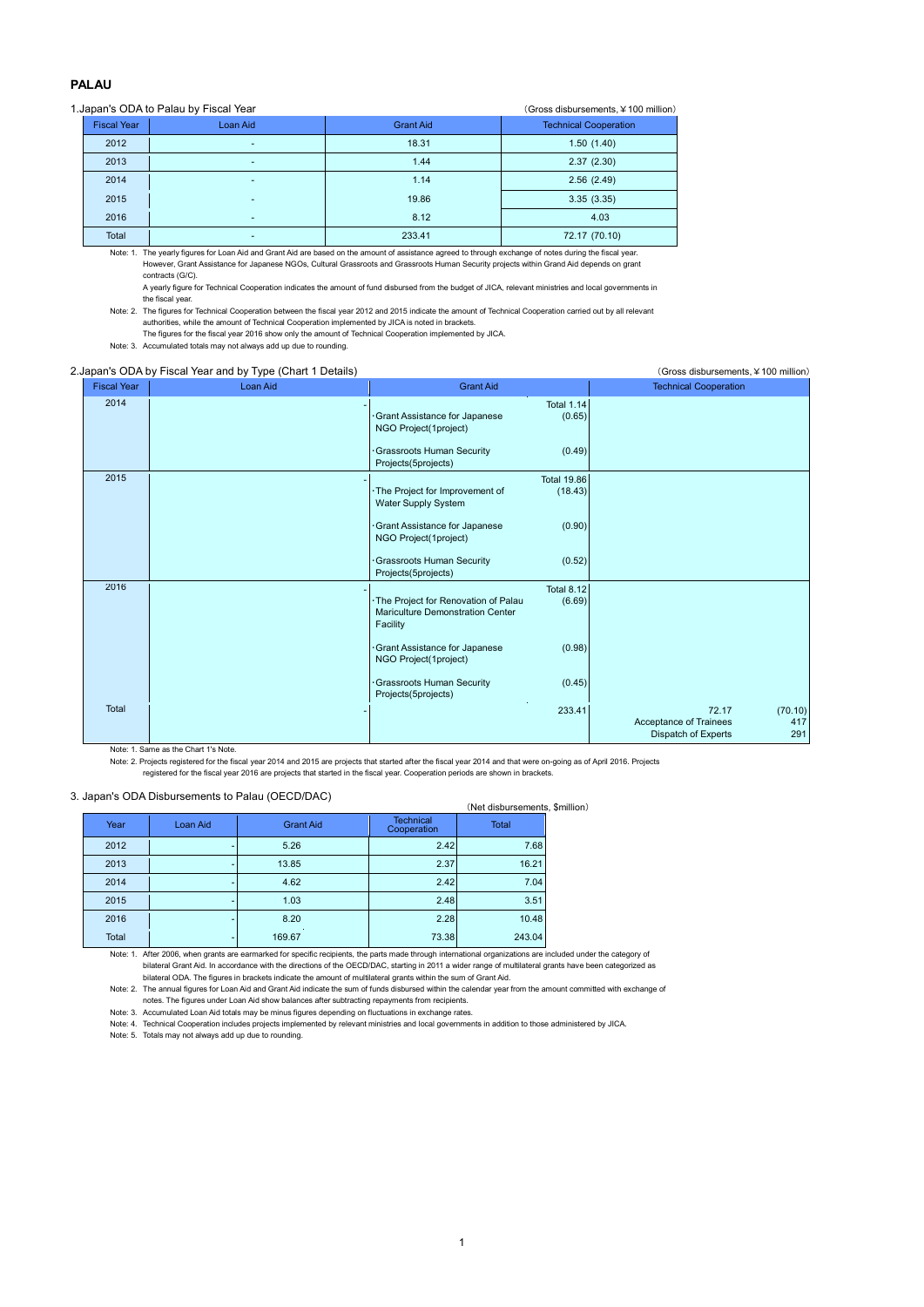## PALAU

1.Japan's ODA to Palau by Fiscal Year

(Gross disbursements, ¥100 million)

| Fiscal Year | Loan Aid | Grant Aid | Technical Cooperation |
|---|---|---|---|
| 2012 | - | 18.31 | 1.50 (1.40) |
| 2013 | - | 1.44 | 2.37 (2.30) |
| 2014 | - | 1.14 | 2.56 (2.49) |
| 2015 | - | 19.86 | 3.35 (3.35) |
| 2016 | - | 8.12 | 4.03 |
| Total | - | 233.41 | 72.17 (70.10) |

Note: 1. The yearly figures for Loan Aid and Grant Aid are based on the amount of assistance agreed to through exchange of notes during the fiscal year. However, Grant Assistance for Japanese NGOs, Cultural Grassroots and Grassroots Human Security projects within Grand Aid depends on grant contracts (G/C).
A yearly figure for Technical Cooperation indicates the amount of fund disbursed from the budget of JICA, relevant ministries and local governments in the fiscal year.

Note: 2. The figures for Technical Cooperation between the fiscal year 2012 and 2015 indicate the amount of Technical Cooperation carried out by all relevant authorities, while the amount of Technical Cooperation implemented by JICA is noted in brackets.
The figures for the fiscal year 2016 show only the amount of Technical Cooperation implemented by JICA.

Note: 3. Accumulated totals may not always add up due to rounding.

2.Japan's ODA by Fiscal Year and by Type (Chart 1 Details)

(Gross disbursements, ¥100 million)

| Fiscal Year | Loan Aid | Grant Aid | Technical Cooperation |
|---|---|---|---|
| 2014 | - | Total 1.14<br>·Grant Assistance for Japanese NGO Project(1project) (0.65)<br>·Grassroots Human Security Projects(5projects) (0.49) | |
| 2015 | - | Total 19.86<br>·The Project for Improvement of Water Supply System (18.43)<br>·Grant Assistance for Japanese NGO Project(1project) (0.90)<br>·Grassroots Human Security Projects(5projects) (0.52) | |
| 2016 | - | Total 8.12<br>·The Project for Renovation of Palau Mariculture Demonstration Center Facility (6.69)<br>·Grant Assistance for Japanese NGO Project(1project) (0.98)<br>·Grassroots Human Security Projects(5projects) (0.45) | |
| Total | - | 233.41 | 72.17 (70.10)<br>Acceptance of Trainees 417<br>Dispatch of Experts 291 |

Note: 1. Same as the Chart 1's Note.

Note: 2. Projects registered for the fiscal year 2014 and 2015 are projects that started after the fiscal year 2014 and that were on-going as of April 2016. Projects registered for the fiscal year 2016 are projects that started in the fiscal year. Cooperation periods are shown in brackets.

3. Japan's ODA Disbursements to Palau (OECD/DAC)

(Net disbursements, $million)

| Year | Loan Aid | Grant Aid | Technical Cooperation | Total |
|---|---|---|---|---|
| 2012 | - | 5.26 | 2.42 | 7.68 |
| 2013 | - | 13.85 | 2.37 | 16.21 |
| 2014 | - | 4.62 | 2.42 | 7.04 |
| 2015 | - | 1.03 | 2.48 | 3.51 |
| 2016 | - | 8.20 | 2.28 | 10.48 |
| Total | - | 169.67 | 73.38 | 243.04 |

Note: 1. After 2006, when grants are earmarked for specific recipients, the parts made through international organizations are included under the category of bilateral Grant Aid. In accordance with the directions of the OECD/DAC, starting in 2011 a wider range of multilateral grants have been categorized as bilateral ODA. The figures in brackets indicate the amount of multilateral grants within the sum of Grant Aid.

Note: 2. The annual figures for Loan Aid and Grant Aid indicate the sum of funds disbursed within the calendar year from the amount committed with exchange of notes. The figures under Loan Aid show balances after subtracting repayments from recipients.

Note: 3. Accumulated Loan Aid totals may be minus figures depending on fluctuations in exchange rates.

Note: 4. Technical Cooperation includes projects implemented by relevant ministries and local governments in addition to those administered by JICA.

Note: 5. Totals may not always add up due to rounding.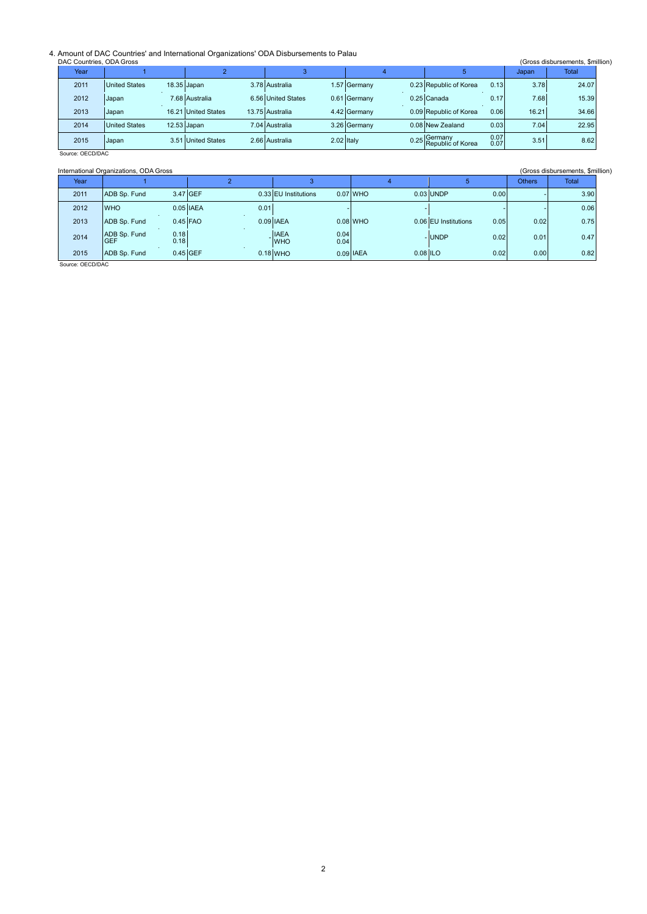## 4. Amount of DAC Countries' and International Organizations' ODA Disbursements to Palau

DAC Countries, ODA Gross

(Gross disbursements, $million)

| Year | 1 | | 2 | | 3 | | 4 | | 5 | | Japan | Total |
|---|---|---|---|---|---|---|---|---|---|---|---|---|
| 2011 | United States | 18.35 | Japan | 3.78 | Australia | 1.57 | Germany | 0.23 | Republic of Korea | 0.13 | 3.78 | 24.07 |
| 2012 | Japan | 7.68 | Australia | 6.56 | United States | 0.61 | Germany | 0.25 | Canada | 0.17 | 7.68 | 15.39 |
| 2013 | Japan | 16.21 | United States | 13.75 | Australia | 4.42 | Germany | 0.09 | Republic of Korea | 0.06 | 16.21 | 34.66 |
| 2014 | United States | 12.53 | Japan | 7.04 | Australia | 3.26 | Germany | 0.08 | New Zealand | 0.03 | 7.04 | 22.95 |
| 2015 | Japan | 3.51 | United States | 2.66 | Australia | 2.02 | Italy | 0.25 | Germany<br>Republic of Korea | 0.07<br>0.07 | 3.51 | 8.62 |

Source: OECD/DAC

International Organizations, ODA Gross

(Gross disbursements, $million)

| Year | 1 | | 2 | | 3 | | 4 | | 5 | | Others | Total |
|---|---|---|---|---|---|---|---|---|---|---|---|---|
| 2011 | ADB Sp. Fund | 3.47 | GEF | 0.33 | EU Institutions | 0.07 | WHO | 0.03 | UNDP | 0.00 | - | 3.90 |
| 2012 | WHO | 0.05 | IAEA | 0.01 | | - | | - | | - | - | 0.06 |
| 2013 | ADB Sp. Fund | 0.45 | FAO | 0.09 | IAEA | 0.08 | WHO | 0.06 | EU Institutions | 0.05 | 0.02 | 0.75 |
| 2014 | ADB Sp. Fund<br>GEF | 0.18<br>0.18 | | - | IAEA<br>WHO | 0.04<br>0.04 | | - | UNDP | 0.02 | 0.01 | 0.47 |
| 2015 | ADB Sp. Fund | 0.45 | GEF | 0.18 | WHO | 0.09 | IAEA | 0.08 | ILO | 0.02 | 0.00 | 0.82 |

Source: OECD/DAC